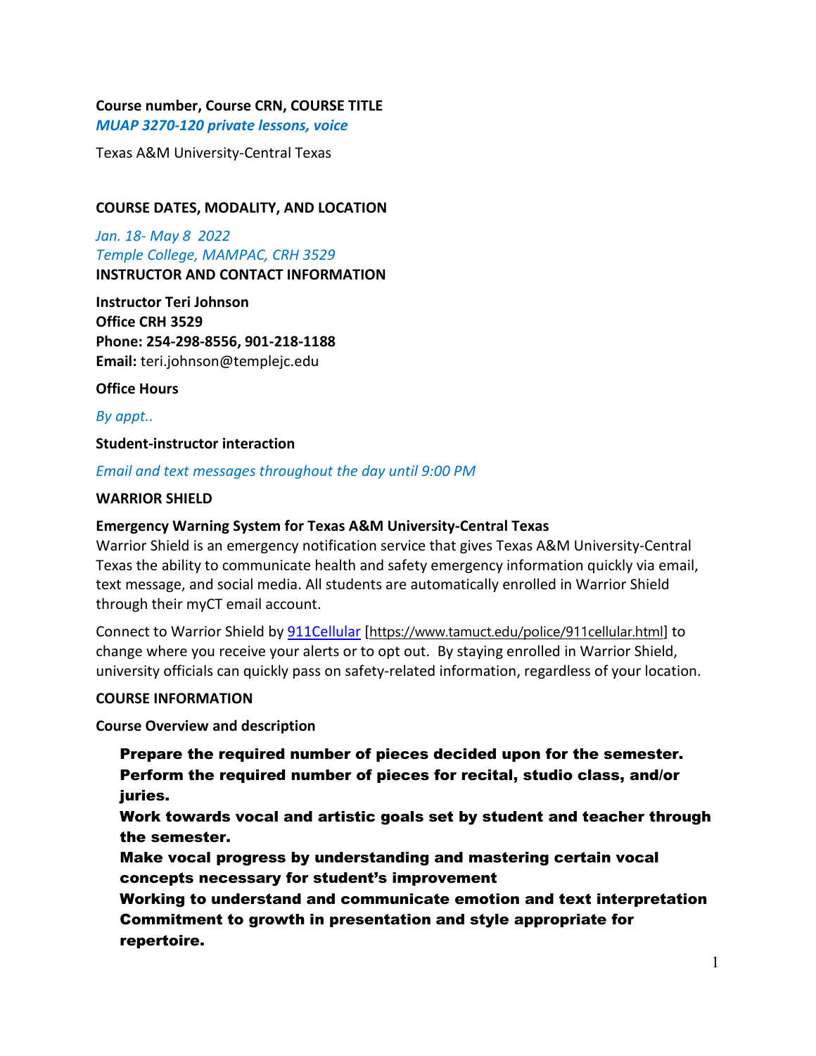**Course number, Course CRN, COURSE TITLE**

*MUAP 3270-120 private lessons, voice*

Texas A&M University-Central Texas

**COURSE DATES, MODALITY, AND LOCATION**

*Jan. 18- May 8 2022*
*Temple College, MAMPAC, CRH 3529*

**INSTRUCTOR AND CONTACT INFORMATION**

**Instructor Teri Johnson**
**Office CRH 3529**
**Phone: 254-298-8556, 901-218-1188**
**Email:** teri.johnson@templejc.edu

**Office Hours**

*By appt..*

**Student-instructor interaction**

*Email and text messages throughout the day until 9:00 PM*

**WARRIOR SHIELD**

**Emergency Warning System for Texas A&M University-Central Texas**

Warrior Shield is an emergency notification service that gives Texas A&M University-Central Texas the ability to communicate health and safety emergency information quickly via email, text message, and social media. All students are automatically enrolled in Warrior Shield through their myCT email account.

Connect to Warrior Shield by 911Cellular [https://www.tamuct.edu/police/911cellular.html] to change where you receive your alerts or to opt out. By staying enrolled in Warrior Shield, university officials can quickly pass on safety-related information, regardless of your location.

**COURSE INFORMATION**

**Course Overview and description**

**Prepare the required number of pieces decided upon for the semester.**
**Perform the required number of pieces for recital, studio class, and/or juries.**
**Work towards vocal and artistic goals set by student and teacher through the semester.**
**Make vocal progress by understanding and mastering certain vocal concepts necessary for student's improvement**
**Working to understand and communicate emotion and text interpretation**
**Commitment to growth in presentation and style appropriate for repertoire.**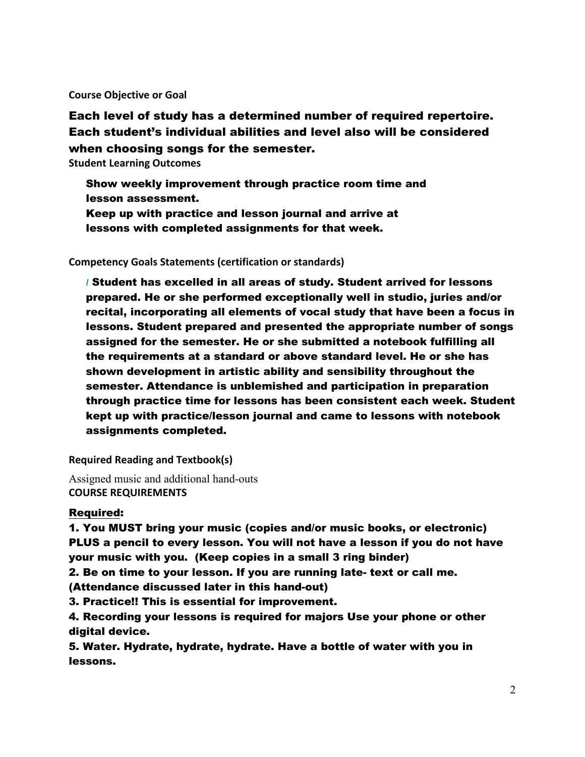**Course Objective or Goal**

**Each level of study has a determined number of required repertoire. Each student's individual abilities and level also will be considered when choosing songs for the semester.**

**Student Learning Outcomes**

**Show weekly improvement through practice room time and lesson assessment.**
**Keep up with practice and lesson journal and arrive at lessons with completed assignments for that week.**

**Competency Goals Statements (certification or standards)**

/ **Student has excelled in all areas of study. Student arrived for lessons prepared. He or she performed exceptionally well in studio, juries and/or recital, incorporating all elements of vocal study that have been a focus in lessons. Student prepared and presented the appropriate number of songs assigned for the semester. He or she submitted a notebook fulfilling all the requirements at a standard or above standard level. He or she has shown development in artistic ability and sensibility throughout the semester. Attendance is unblemished and participation in preparation through practice time for lessons has been consistent each week. Student kept up with practice/lesson journal and came to lessons with notebook assignments completed.**

**Required Reading and Textbook(s)**

Assigned music and additional hand-outs

**COURSE REQUIREMENTS**

**Required:**

**1. You MUST bring your music (copies and/or music books, or electronic) PLUS a pencil to every lesson. You will not have a lesson if you do not have your music with you. (Keep copies in a small 3 ring binder)**

**2. Be on time to your lesson. If you are running late- text or call me. (Attendance discussed later in this hand-out)**

**3. Practice!! This is essential for improvement.**

**4. Recording your lessons is required for majors Use your phone or other digital device.**

**5. Water. Hydrate, hydrate, hydrate. Have a bottle of water with you in lessons.**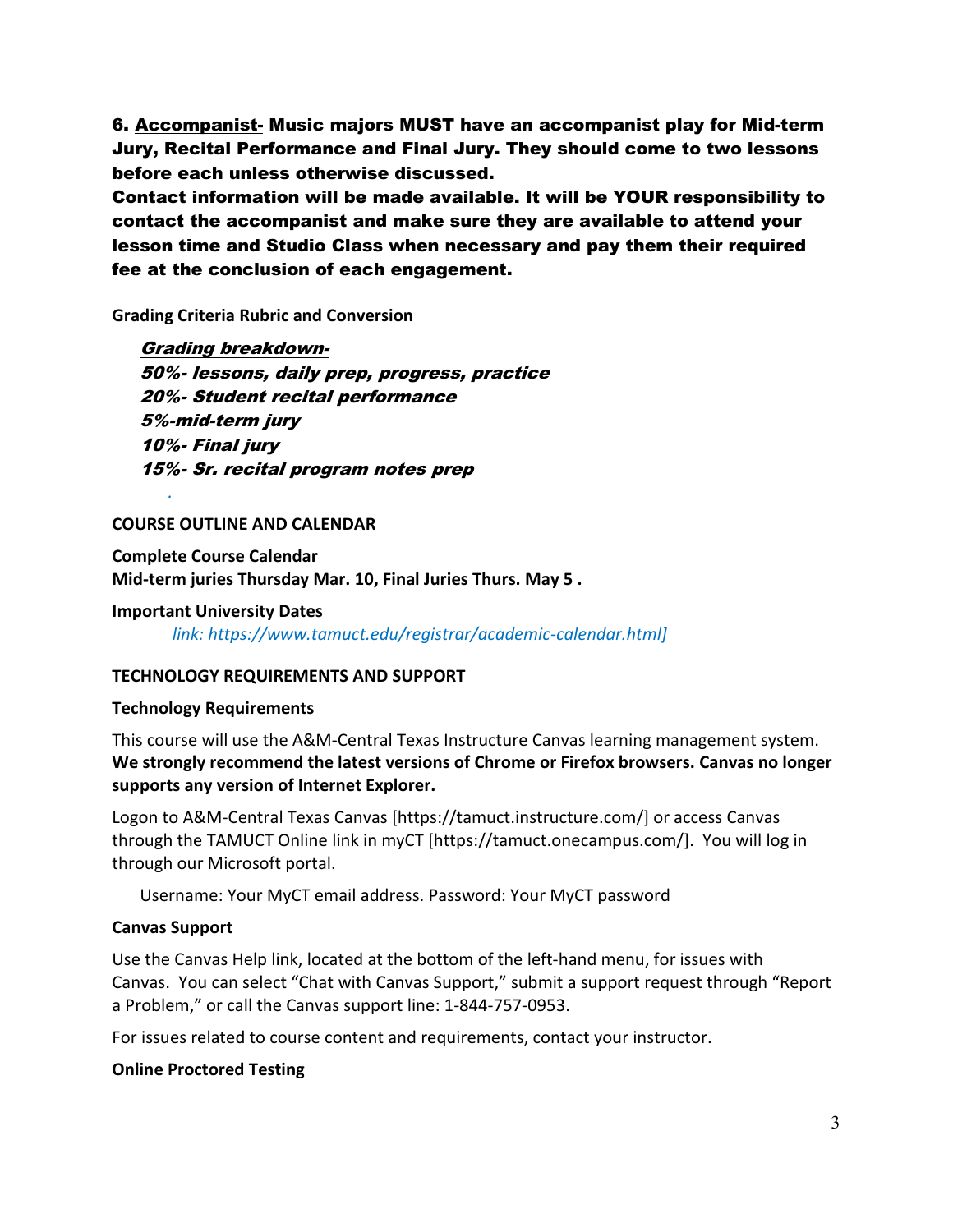**6. Accompanist- Music majors MUST have an accompanist play for Mid-term Jury, Recital Performance and Final Jury. They should come to two lessons before each unless otherwise discussed.**

**Contact information will be made available. It will be YOUR responsibility to contact the accompanist and make sure they are available to attend your lesson time and Studio Class when necessary and pay them their required fee at the conclusion of each engagement.**

**Grading Criteria Rubric and Conversion**

***Grading breakdown-***
***50%- lessons, daily prep, progress, practice***
***20%- Student recital performance***
***5%-mid-term jury***
***10%- Final jury***
***15%- Sr. recital program notes prep***

**COURSE OUTLINE AND CALENDAR**

**Complete Course Calendar**
**Mid-term juries Thursday Mar. 10, Final Juries Thurs. May 5 .**

**Important University Dates**

*link: https://www.tamuct.edu/registrar/academic-calendar.html]*

**TECHNOLOGY REQUIREMENTS AND SUPPORT**

**Technology Requirements**

This course will use the A&M-Central Texas Instructure Canvas learning management system. **We strongly recommend the latest versions of Chrome or Firefox browsers. Canvas no longer supports any version of Internet Explorer.**

Logon to A&M-Central Texas Canvas [https://tamuct.instructure.com/] or access Canvas through the TAMUCT Online link in myCT [https://tamuct.onecampus.com/]. You will log in through our Microsoft portal.

Username: Your MyCT email address. Password: Your MyCT password

**Canvas Support**

Use the Canvas Help link, located at the bottom of the left-hand menu, for issues with Canvas. You can select "Chat with Canvas Support," submit a support request through "Report a Problem," or call the Canvas support line: 1-844-757-0953.

For issues related to course content and requirements, contact your instructor.

**Online Proctored Testing**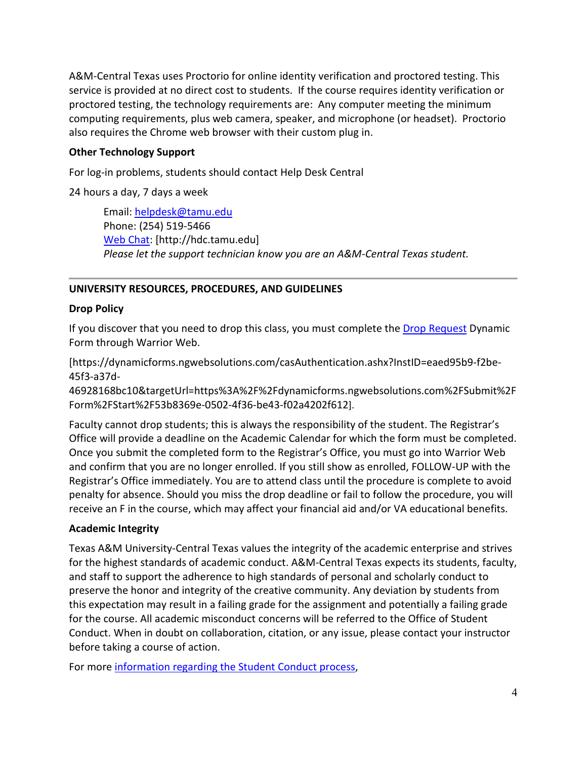A&M-Central Texas uses Proctorio for online identity verification and proctored testing. This service is provided at no direct cost to students. If the course requires identity verification or proctored testing, the technology requirements are: Any computer meeting the minimum computing requirements, plus web camera, speaker, and microphone (or headset). Proctorio also requires the Chrome web browser with their custom plug in.

**Other Technology Support**

For log-in problems, students should contact Help Desk Central

24 hours a day, 7 days a week

> Email: [helpdesk@tamu.edu](mailto:helpdesk@tamu.edu)
> Phone: (254) 519-5466
> [Web Chat](http://hdc.tamu.edu): [http://hdc.tamu.edu]
> *Please let the support technician know you are an A&M-Central Texas student.*

---

## UNIVERSITY RESOURCES, PROCEDURES, AND GUIDELINES

**Drop Policy**

If you discover that you need to drop this class, you must complete the [Drop Request](https://dynamicforms.ngwebsolutions.com/casAuthentication.ashx?InstID=eaed95b9-f2be-45f3-a37d-46928168bc10&targetUrl=https%3A%2F%2Fdynamicforms.ngwebsolutions.com%2FSubmit%2FForm%2FStart%2F53b8369e-0502-4f36-be43-f02a4202f612) Dynamic Form through Warrior Web.

[https://dynamicforms.ngwebsolutions.com/casAuthentication.ashx?InstID=eaed95b9-f2be-45f3-a37d-46928168bc10&targetUrl=https%3A%2F%2Fdynamicforms.ngwebsolutions.com%2FSubmit%2FForm%2FStart%2F53b8369e-0502-4f36-be43-f02a4202f612].

Faculty cannot drop students; this is always the responsibility of the student. The Registrar's Office will provide a deadline on the Academic Calendar for which the form must be completed. Once you submit the completed form to the Registrar's Office, you must go into Warrior Web and confirm that you are no longer enrolled. If you still show as enrolled, FOLLOW-UP with the Registrar's Office immediately. You are to attend class until the procedure is complete to avoid penalty for absence. Should you miss the drop deadline or fail to follow the procedure, you will receive an F in the course, which may affect your financial aid and/or VA educational benefits.

**Academic Integrity**

Texas A&M University-Central Texas values the integrity of the academic enterprise and strives for the highest standards of academic conduct. A&M-Central Texas expects its students, faculty, and staff to support the adherence to high standards of personal and scholarly conduct to preserve the honor and integrity of the creative community. Any deviation by students from this expectation may result in a failing grade for the assignment and potentially a failing grade for the course. All academic misconduct concerns will be referred to the Office of Student Conduct. When in doubt on collaboration, citation, or any issue, please contact your instructor before taking a course of action.

For more information regarding the Student Conduct process,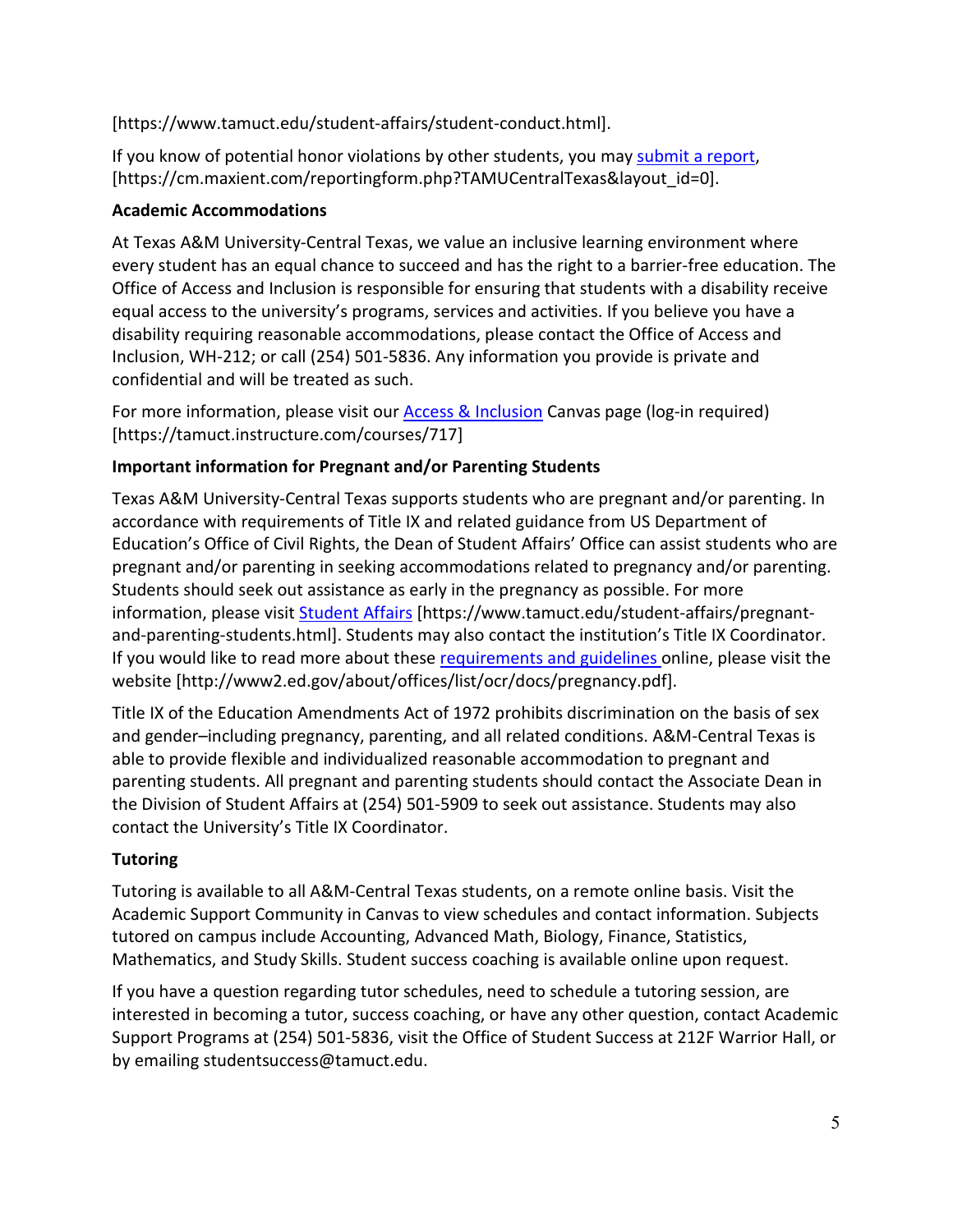[https://www.tamuct.edu/student-affairs/student-conduct.html].

If you know of potential honor violations by other students, you may submit a report, [https://cm.maxient.com/reportingform.php?TAMUCentralTexas&layout_id=0].

**Academic Accommodations**

At Texas A&M University-Central Texas, we value an inclusive learning environment where every student has an equal chance to succeed and has the right to a barrier-free education. The Office of Access and Inclusion is responsible for ensuring that students with a disability receive equal access to the university's programs, services and activities. If you believe you have a disability requiring reasonable accommodations, please contact the Office of Access and Inclusion, WH-212; or call (254) 501-5836. Any information you provide is private and confidential and will be treated as such.

For more information, please visit our Access & Inclusion Canvas page (log-in required) [https://tamuct.instructure.com/courses/717]

**Important information for Pregnant and/or Parenting Students**

Texas A&M University-Central Texas supports students who are pregnant and/or parenting. In accordance with requirements of Title IX and related guidance from US Department of Education's Office of Civil Rights, the Dean of Student Affairs' Office can assist students who are pregnant and/or parenting in seeking accommodations related to pregnancy and/or parenting. Students should seek out assistance as early in the pregnancy as possible. For more information, please visit Student Affairs [https://www.tamuct.edu/student-affairs/pregnant-and-parenting-students.html]. Students may also contact the institution's Title IX Coordinator. If you would like to read more about these requirements and guidelines online, please visit the website [http://www2.ed.gov/about/offices/list/ocr/docs/pregnancy.pdf].

Title IX of the Education Amendments Act of 1972 prohibits discrimination on the basis of sex and gender–including pregnancy, parenting, and all related conditions. A&M-Central Texas is able to provide flexible and individualized reasonable accommodation to pregnant and parenting students. All pregnant and parenting students should contact the Associate Dean in the Division of Student Affairs at (254) 501-5909 to seek out assistance. Students may also contact the University's Title IX Coordinator.

**Tutoring**

Tutoring is available to all A&M-Central Texas students, on a remote online basis. Visit the Academic Support Community in Canvas to view schedules and contact information. Subjects tutored on campus include Accounting, Advanced Math, Biology, Finance, Statistics, Mathematics, and Study Skills. Student success coaching is available online upon request.

If you have a question regarding tutor schedules, need to schedule a tutoring session, are interested in becoming a tutor, success coaching, or have any other question, contact Academic Support Programs at (254) 501-5836, visit the Office of Student Success at 212F Warrior Hall, or by emailing studentsuccess@tamuct.edu.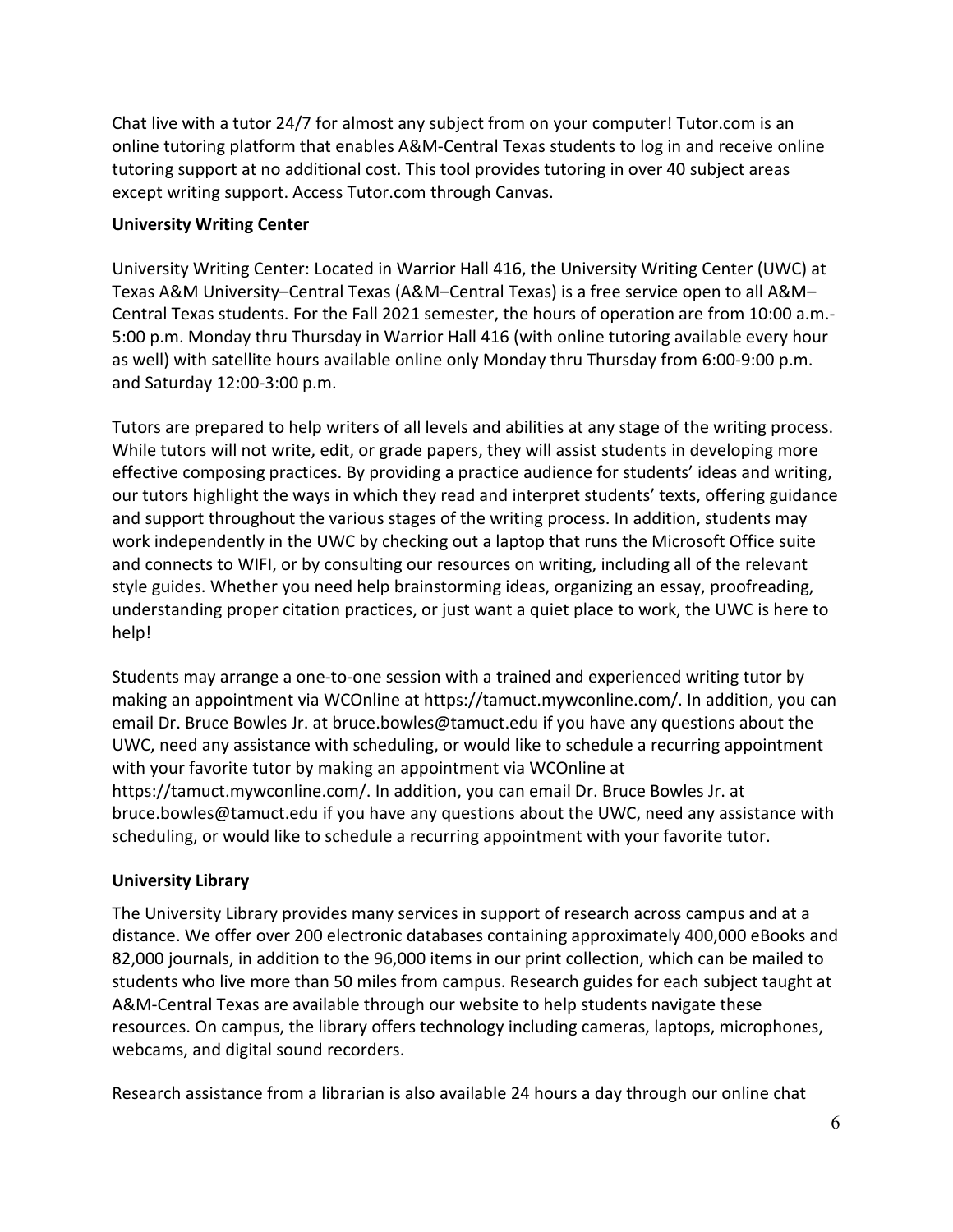Chat live with a tutor 24/7 for almost any subject from on your computer! Tutor.com is an online tutoring platform that enables A&M-Central Texas students to log in and receive online tutoring support at no additional cost. This tool provides tutoring in over 40 subject areas except writing support. Access Tutor.com through Canvas.

**University Writing Center**

University Writing Center: Located in Warrior Hall 416, the University Writing Center (UWC) at Texas A&M University–Central Texas (A&M–Central Texas) is a free service open to all A&M–Central Texas students. For the Fall 2021 semester, the hours of operation are from 10:00 a.m.-5:00 p.m. Monday thru Thursday in Warrior Hall 416 (with online tutoring available every hour as well) with satellite hours available online only Monday thru Thursday from 6:00-9:00 p.m. and Saturday 12:00-3:00 p.m.

Tutors are prepared to help writers of all levels and abilities at any stage of the writing process. While tutors will not write, edit, or grade papers, they will assist students in developing more effective composing practices. By providing a practice audience for students' ideas and writing, our tutors highlight the ways in which they read and interpret students' texts, offering guidance and support throughout the various stages of the writing process. In addition, students may work independently in the UWC by checking out a laptop that runs the Microsoft Office suite and connects to WIFI, or by consulting our resources on writing, including all of the relevant style guides. Whether you need help brainstorming ideas, organizing an essay, proofreading, understanding proper citation practices, or just want a quiet place to work, the UWC is here to help!

Students may arrange a one-to-one session with a trained and experienced writing tutor by making an appointment via WCOnline at https://tamuct.mywconline.com/. In addition, you can email Dr. Bruce Bowles Jr. at bruce.bowles@tamuct.edu if you have any questions about the UWC, need any assistance with scheduling, or would like to schedule a recurring appointment with your favorite tutor by making an appointment via WCOnline at https://tamuct.mywconline.com/. In addition, you can email Dr. Bruce Bowles Jr. at bruce.bowles@tamuct.edu if you have any questions about the UWC, need any assistance with scheduling, or would like to schedule a recurring appointment with your favorite tutor.

**University Library**

The University Library provides many services in support of research across campus and at a distance. We offer over 200 electronic databases containing approximately 400,000 eBooks and 82,000 journals, in addition to the 96,000 items in our print collection, which can be mailed to students who live more than 50 miles from campus. Research guides for each subject taught at A&M-Central Texas are available through our website to help students navigate these resources. On campus, the library offers technology including cameras, laptops, microphones, webcams, and digital sound recorders.

Research assistance from a librarian is also available 24 hours a day through our online chat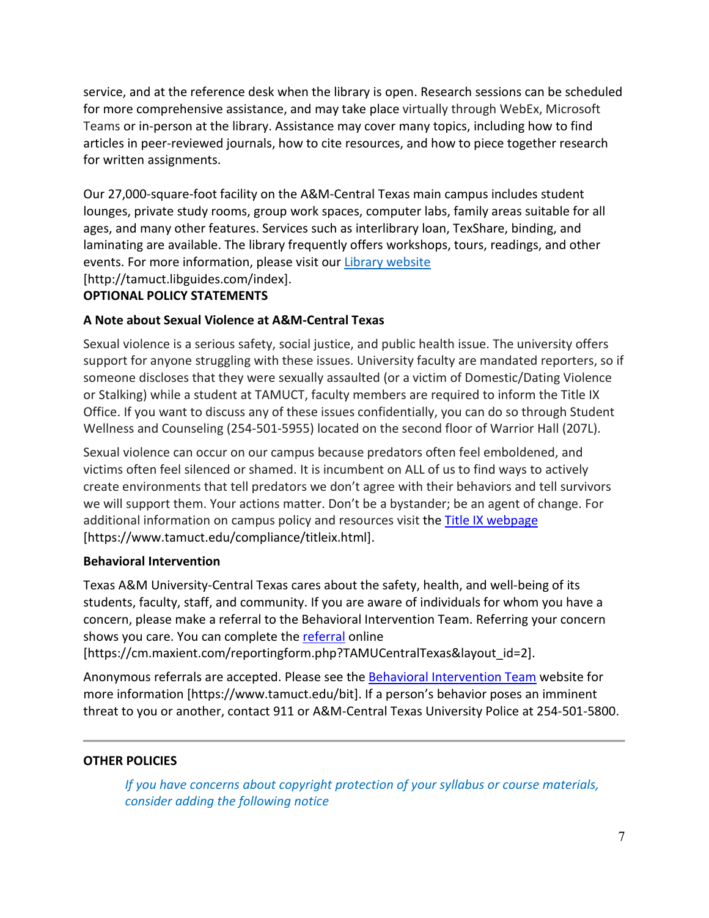service, and at the reference desk when the library is open. Research sessions can be scheduled for more comprehensive assistance, and may take place virtually through WebEx, Microsoft Teams or in-person at the library. Assistance may cover many topics, including how to find articles in peer-reviewed journals, how to cite resources, and how to piece together research for written assignments.

Our 27,000-square-foot facility on the A&M-Central Texas main campus includes student lounges, private study rooms, group work spaces, computer labs, family areas suitable for all ages, and many other features. Services such as interlibrary loan, TexShare, binding, and laminating are available. The library frequently offers workshops, tours, readings, and other events. For more information, please visit our [Library website](http://tamuct.libguides.com/index) [http://tamuct.libguides.com/index].

**OPTIONAL POLICY STATEMENTS**

**A Note about Sexual Violence at A&M-Central Texas**

Sexual violence is a serious safety, social justice, and public health issue. The university offers support for anyone struggling with these issues. University faculty are mandated reporters, so if someone discloses that they were sexually assaulted (or a victim of Domestic/Dating Violence or Stalking) while a student at TAMUCT, faculty members are required to inform the Title IX Office. If you want to discuss any of these issues confidentially, you can do so through Student Wellness and Counseling (254-501-5955) located on the second floor of Warrior Hall (207L).

Sexual violence can occur on our campus because predators often feel emboldened, and victims often feel silenced or shamed. It is incumbent on ALL of us to find ways to actively create environments that tell predators we don't agree with their behaviors and tell survivors we will support them. Your actions matter. Don't be a bystander; be an agent of change. For additional information on campus policy and resources visit the [Title IX webpage](https://www.tamuct.edu/compliance/titleix.html) [https://www.tamuct.edu/compliance/titleix.html].

**Behavioral Intervention**

Texas A&M University-Central Texas cares about the safety, health, and well-being of its students, faculty, staff, and community. If you are aware of individuals for whom you have a concern, please make a referral to the Behavioral Intervention Team. Referring your concern shows you care. You can complete the [referral](https://cm.maxient.com/reportingform.php?TAMUCentralTexas&layout_id=2) online [https://cm.maxient.com/reportingform.php?TAMUCentralTexas&layout_id=2].

Anonymous referrals are accepted. Please see the [Behavioral Intervention Team](https://www.tamuct.edu/bit) website for more information [https://www.tamuct.edu/bit]. If a person's behavior poses an imminent threat to you or another, contact 911 or A&M-Central Texas University Police at 254-501-5800.

---

**OTHER POLICIES**

*If you have concerns about copyright protection of your syllabus or course materials, consider adding the following notice*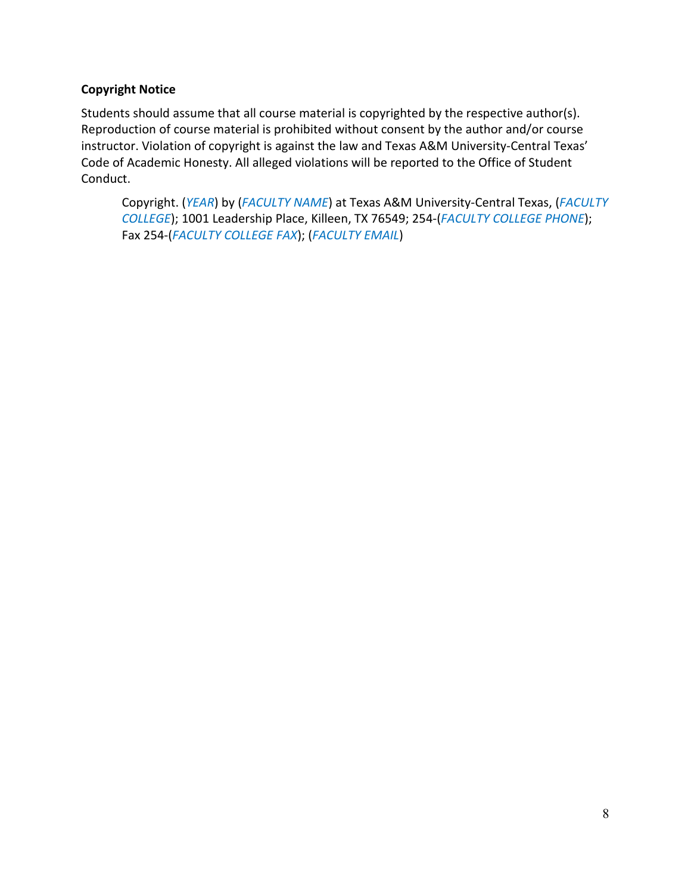**Copyright Notice**

Students should assume that all course material is copyrighted by the respective author(s). Reproduction of course material is prohibited without consent by the author and/or course instructor. Violation of copyright is against the law and Texas A&M University-Central Texas' Code of Academic Honesty. All alleged violations will be reported to the Office of Student Conduct.

> Copyright. (*YEAR*) by (*FACULTY NAME*) at Texas A&M University-Central Texas, (*FACULTY COLLEGE*); 1001 Leadership Place, Killeen, TX 76549; 254-(*FACULTY COLLEGE PHONE*); Fax 254-(*FACULTY COLLEGE FAX*); (*FACULTY EMAIL*)